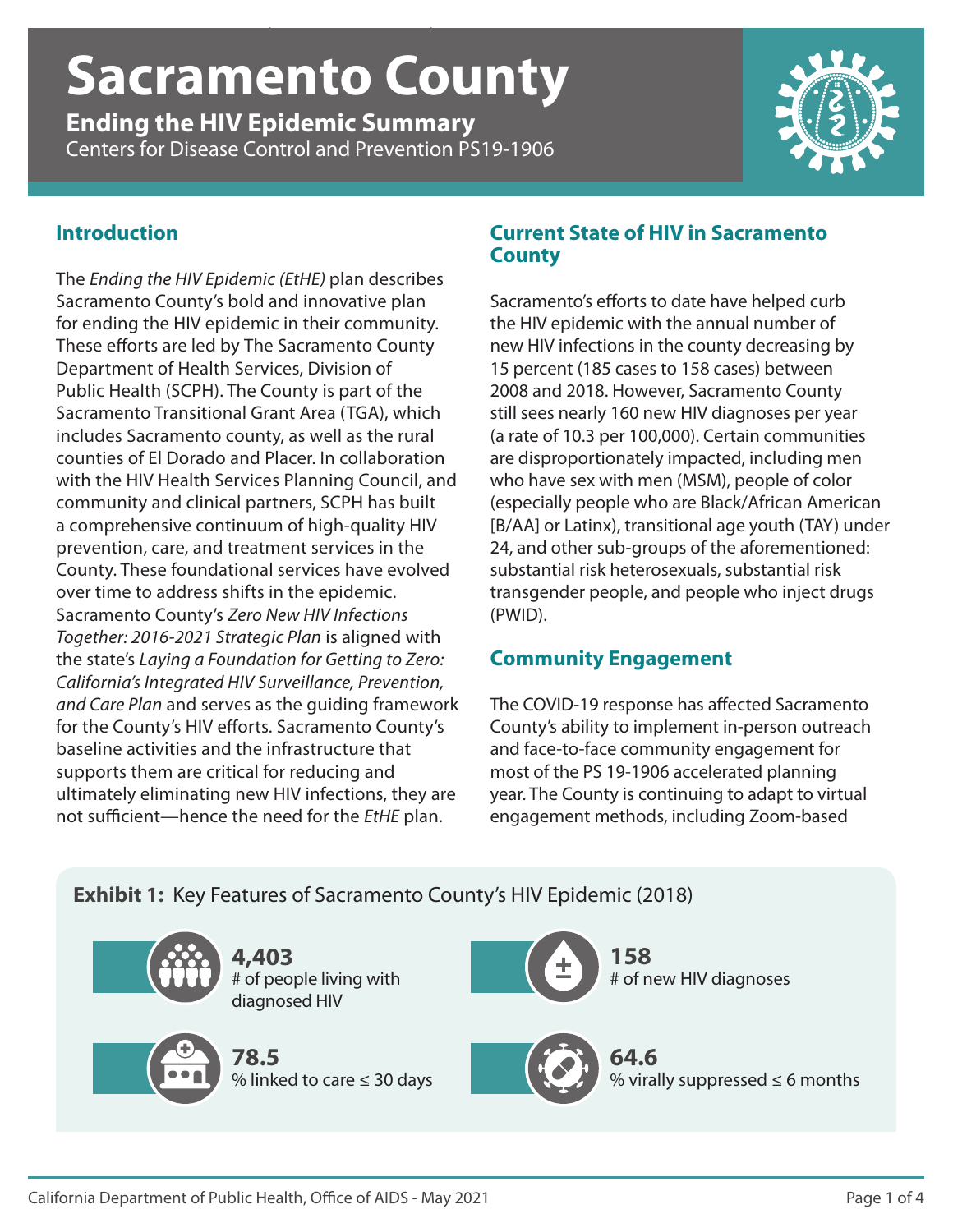# Sacramento County

## Ending the HIV Epidemic Summary

Centers for Disease Control and Prevention PS19-1906

### Introduction

The *Ending the HIV Epidemic (EtHE)* plan describes Sacramento County's bold and innovative plan for ending the HIV epidemic in their community. These efforts are led by The Sacramento County Department of Health Services, Division of Public Health (SCPH). The County is part of the Sacramento Transitional Grant Area (TGA), which includes Sacramento county, as well as the rural counties of El Dorado and Placer. In collaboration with the HIV Health Services Planning Council, and community and clinical partners, SCPH has built a comprehensive continuum of high-quality HIV prevention, care, and treatment services in the County. These foundational services have evolved over time to address shifts in the epidemic. Sacramento County's *Zero New HIV Infections Together: 2016-2021 Strategic Plan* is aligned with the state's *Laying a Foundation for Getting to Zero: California's Integrated HIV Surveillance, Prevention, and Care Plan* and serves as the guiding framework for the County's HIV efforts. Sacramento County's baseline activities and the infrastructure that supports them are critical for reducing and ultimately eliminating new HIV infections, they are not sufficient—hence the need for the *EtHE* plan.

### Current State of HIV in Sacramento County

Sacramento's efforts to date have helped curb the HIV epidemic with the annual number of new HIV infections in the county decreasing by 15 percent (185 cases to 158 cases) between 2008 and 2018. However, Sacramento County still sees nearly 160 new HIV diagnoses per year (a rate of 10.3 per 100,000). Certain communities are disproportionately impacted, including men who have sex with men (MSM), people of color (especially people who are Black/African American [B/AA] or Latinx), transitional age youth (TAY) under 24, and other sub-groups of the aforementioned: substantial risk heterosexuals, substantial risk transgender people, and people who inject drugs (PWID).

### Community Engagement

The COVID-19 response has affected Sacramento County's ability to implement in-person outreach and face-to-face community engagement for most of the PS 19-1906 accelerated planning year. The County is continuing to adapt to virtual engagement methods, including Zoom-based

**Exhibit 1:** Key Features of Sacramento County's HIV Epidemic (2018)

- **4,403** # of people living with diagnosed HIV
- **158** # of new HIV diagnoses
- **78.5** % linked to care ≤ 30 days
- **64.6** % virally suppressed ≤ 6 months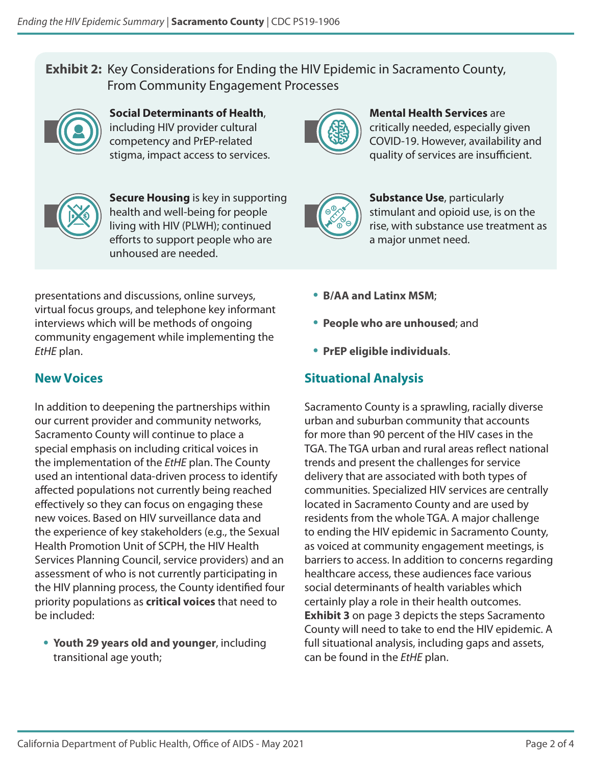**Exhibit 2:** Key Considerations for Ending the HIV Epidemic in Sacramento County, From Community Engagement Processes

**Social Determinants of Health**, including HIV provider cultural competency and PrEP-related stigma, impact access to services.

**Mental Health Services** are critically needed, especially given COVID-19. However, availability and quality of services are insufficient.

**Secure Housing** is key in supporting health and well-being for people living with HIV (PLWH); continued efforts to support people who are unhoused are needed.

**Substance Use**, particularly stimulant and opioid use, is on the rise, with substance use treatment as a major unmet need.

presentations and discussions, online surveys, virtual focus groups, and telephone key informant interviews which will be methods of ongoing community engagement while implementing the *EtHE* plan.

## New Voices

In addition to deepening the partnerships within our current provider and community networks, Sacramento County will continue to place a special emphasis on including critical voices in the implementation of the *EtHE* plan. The County used an intentional data-driven process to identify affected populations not currently being reached effectively so they can focus on engaging these new voices. Based on HIV surveillance data and the experience of key stakeholders (e.g., the Sexual Health Promotion Unit of SCPH, the HIV Health Services Planning Council, service providers) and an assessment of who is not currently participating in the HIV planning process, the County identified four priority populations as **critical voices** that need to be included:

- **Youth 29 years old and younger**, including transitional age youth;
- **B/AA and Latinx MSM**;
- **People who are unhoused**; and
- **PrEP eligible individuals**.

## Situational Analysis

Sacramento County is a sprawling, racially diverse urban and suburban community that accounts for more than 90 percent of the HIV cases in the TGA. The TGA urban and rural areas reflect national trends and present the challenges for service delivery that are associated with both types of communities. Specialized HIV services are centrally located in Sacramento County and are used by residents from the whole TGA. A major challenge to ending the HIV epidemic in Sacramento County, as voiced at community engagement meetings, is barriers to access. In addition to concerns regarding healthcare access, these audiences face various social determinants of health variables which certainly play a role in their health outcomes. **Exhibit 3** on page 3 depicts the steps Sacramento County will need to take to end the HIV epidemic. A full situational analysis, including gaps and assets, can be found in the *EtHE* plan.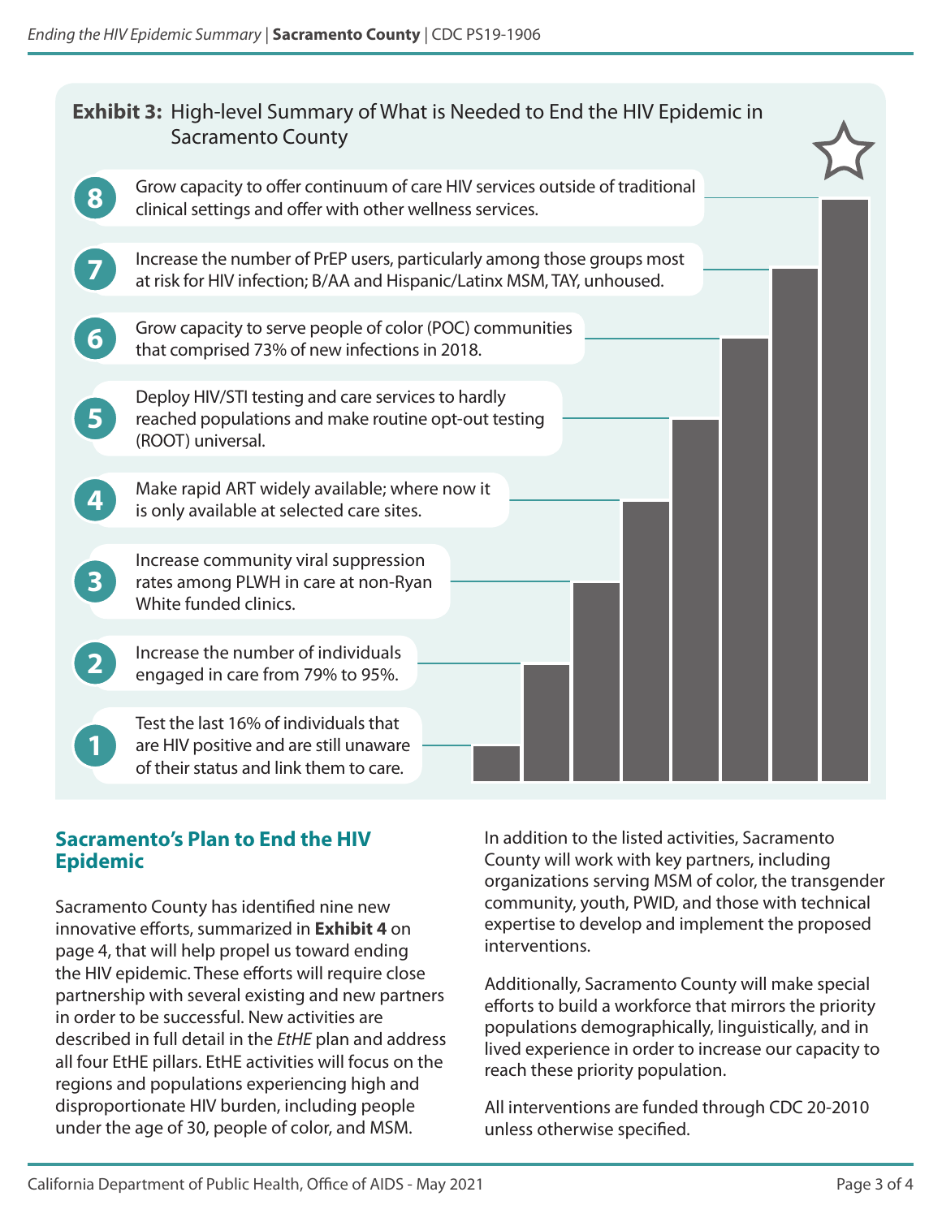## Exhibit 3: High-level Summary of What is Needed to End the HIV Epidemic in Sacramento County

8. Grow capacity to offer continuum of care HIV services outside of traditional clinical settings and offer with other wellness services.
7. Increase the number of PrEP users, particularly among those groups most at risk for HIV infection; B/AA and Hispanic/Latinx MSM, TAY, unhoused.
6. Grow capacity to serve people of color (POC) communities that comprised 73% of new infections in 2018.
5. Deploy HIV/STI testing and care services to hardly reached populations and make routine opt-out testing (ROOT) universal.
4. Make rapid ART widely available; where now it is only available at selected care sites.
3. Increase community viral suppression rates among PLWH in care at non-Ryan White funded clinics.
2. Increase the number of individuals engaged in care from 79% to 95%.
1. Test the last 16% of individuals that are HIV positive and are still unaware of their status and link them to care.

## Sacramento's Plan to End the HIV Epidemic

Sacramento County has identified nine new innovative efforts, summarized in **Exhibit 4** on page 4, that will help propel us toward ending the HIV epidemic. These efforts will require close partnership with several existing and new partners in order to be successful. New activities are described in full detail in the *EtHE* plan and address all four EtHE pillars. EtHE activities will focus on the regions and populations experiencing high and disproportionate HIV burden, including people under the age of 30, people of color, and MSM.

In addition to the listed activities, Sacramento County will work with key partners, including organizations serving MSM of color, the transgender community, youth, PWID, and those with technical expertise to develop and implement the proposed interventions.

Additionally, Sacramento County will make special efforts to build a workforce that mirrors the priority populations demographically, linguistically, and in lived experience in order to increase our capacity to reach these priority population.

All interventions are funded through CDC 20-2010 unless otherwise specified.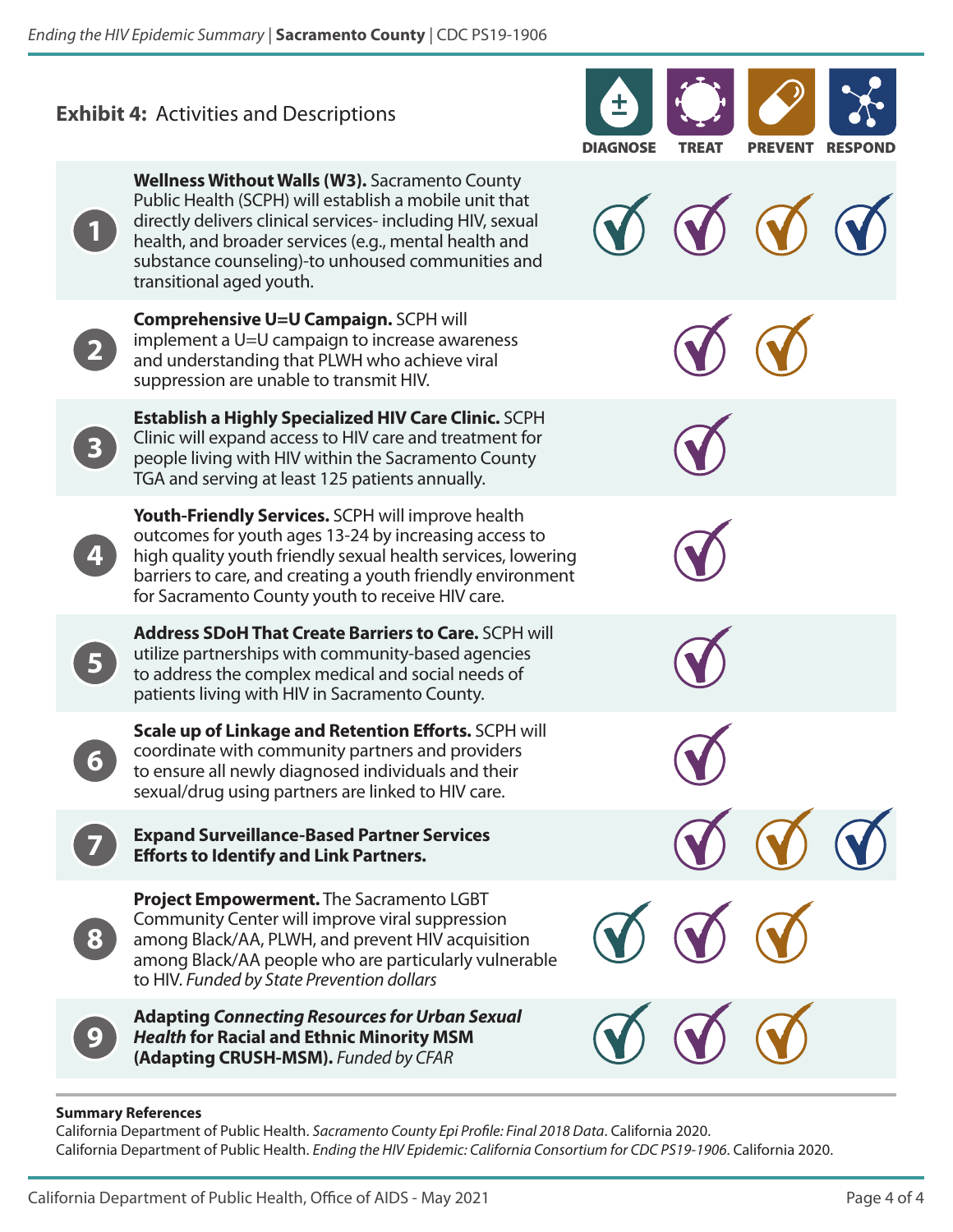**Exhibit 4:** Activities and Descriptions

| # | Activity | DIAGNOSE | TREAT | PREVENT | RESPOND |
|---|---|---|---|---|---|
| 1 | **Wellness Without Walls (W3).** Sacramento County Public Health (SCPH) will establish a mobile unit that directly delivers clinical services- including HIV, sexual health, and broader services (e.g., mental health and substance counseling)-to unhoused communities and transitional aged youth. | ✓ | ✓ | ✓ | ✓ |
| 2 | **Comprehensive U=U Campaign.** SCPH will implement a U=U campaign to increase awareness and understanding that PLWH who achieve viral suppression are unable to transmit HIV. | | ✓ | ✓ | |
| 3 | **Establish a Highly Specialized HIV Care Clinic.** SCPH Clinic will expand access to HIV care and treatment for people living with HIV within the Sacramento County TGA and serving at least 125 patients annually. | | ✓ | | |
| 4 | **Youth-Friendly Services.** SCPH will improve health outcomes for youth ages 13-24 by increasing access to high quality youth friendly sexual health services, lowering barriers to care, and creating a youth friendly environment for Sacramento County youth to receive HIV care. | | ✓ | | |
| 5 | **Address SDoH That Create Barriers to Care.** SCPH will utilize partnerships with community-based agencies to address the complex medical and social needs of patients living with HIV in Sacramento County. | | ✓ | | |
| 6 | **Scale up of Linkage and Retention Efforts.** SCPH will coordinate with community partners and providers to ensure all newly diagnosed individuals and their sexual/drug using partners are linked to HIV care. | | ✓ | | |
| 7 | **Expand Surveillance-Based Partner Services Efforts to Identify and Link Partners.** | | ✓ | ✓ | ✓ |
| 8 | **Project Empowerment.** The Sacramento LGBT Community Center will improve viral suppression among Black/AA, PLWH, and prevent HIV acquisition among Black/AA people who are particularly vulnerable to HIV. *Funded by State Prevention dollars* | ✓ | ✓ | ✓ | |
| 9 | **Adapting *Connecting Resources for Urban Sexual Health* for Racial and Ethnic Minority MSM (Adapting CRUSH-MSM).** *Funded by CFAR* | ✓ | ✓ | ✓ | |

**Summary References**

California Department of Public Health. *Sacramento County Epi Profile: Final 2018 Data*. California 2020.

California Department of Public Health. *Ending the HIV Epidemic: California Consortium for CDC PS19-1906*. California 2020.